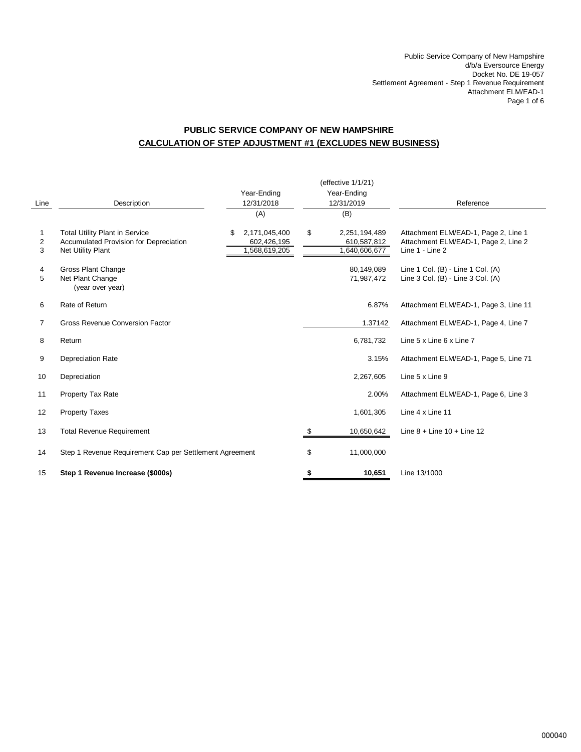Public Service Company of New Hampshire
d/b/a Eversource Energy
Docket No. DE 19-057
Settlement Agreement - Step 1 Revenue Requirement
Attachment ELM/EAD-1
Page 1 of 6

# PUBLIC SERVICE COMPANY OF NEW HAMPSHIRE

## CALCULATION OF STEP ADJUSTMENT #1 (EXCLUDES NEW BUSINESS)

| Line | Description | Year-Ending 12/31/2018 (A) | (effective 1/1/21) Year-Ending 12/31/2019 (B) | Reference |
|---|---|---|---|---|
| 1 | Total Utility Plant in Service | $ 2,171,045,400 | $ 2,251,194,489 | Attachment ELM/EAD-1, Page 2, Line 1 |
| 2 | Accumulated Provision for Depreciation | 602,426,195 | 610,587,812 | Attachment ELM/EAD-1, Page 2, Line 2 |
| 3 | Net Utility Plant | 1,568,619,205 | 1,640,606,677 | Line 1 - Line 2 |
| 4 | Gross Plant Change | | 80,149,089 | Line 1 Col. (B) - Line 1 Col. (A) |
| 5 | Net Plant Change (year over year) | | 71,987,472 | Line 3 Col. (B) - Line 3 Col. (A) |
| 6 | Rate of Return | | 6.87% | Attachment ELM/EAD-1, Page 3, Line 11 |
| 7 | Gross Revenue Conversion Factor | | 1.37142 | Attachment ELM/EAD-1, Page 4, Line 7 |
| 8 | Return | | 6,781,732 | Line 5 x Line 6 x Line 7 |
| 9 | Depreciation Rate | | 3.15% | Attachment ELM/EAD-1, Page 5, Line 71 |
| 10 | Depreciation | | 2,267,605 | Line 5 x Line 9 |
| 11 | Property Tax Rate | | 2.00% | Attachment ELM/EAD-1, Page 6, Line 3 |
| 12 | Property Taxes | | 1,601,305 | Line 4 x Line 11 |
| 13 | Total Revenue Requirement | | $ 10,650,642 | Line 8 + Line 10 + Line 12 |
| 14 | Step 1 Revenue Requirement Cap per Settlement Agreement | | $ 11,000,000 | |
| 15 | **Step 1 Revenue Increase ($000s)** | | **$ 10,651** | Line 13/1000 |

000040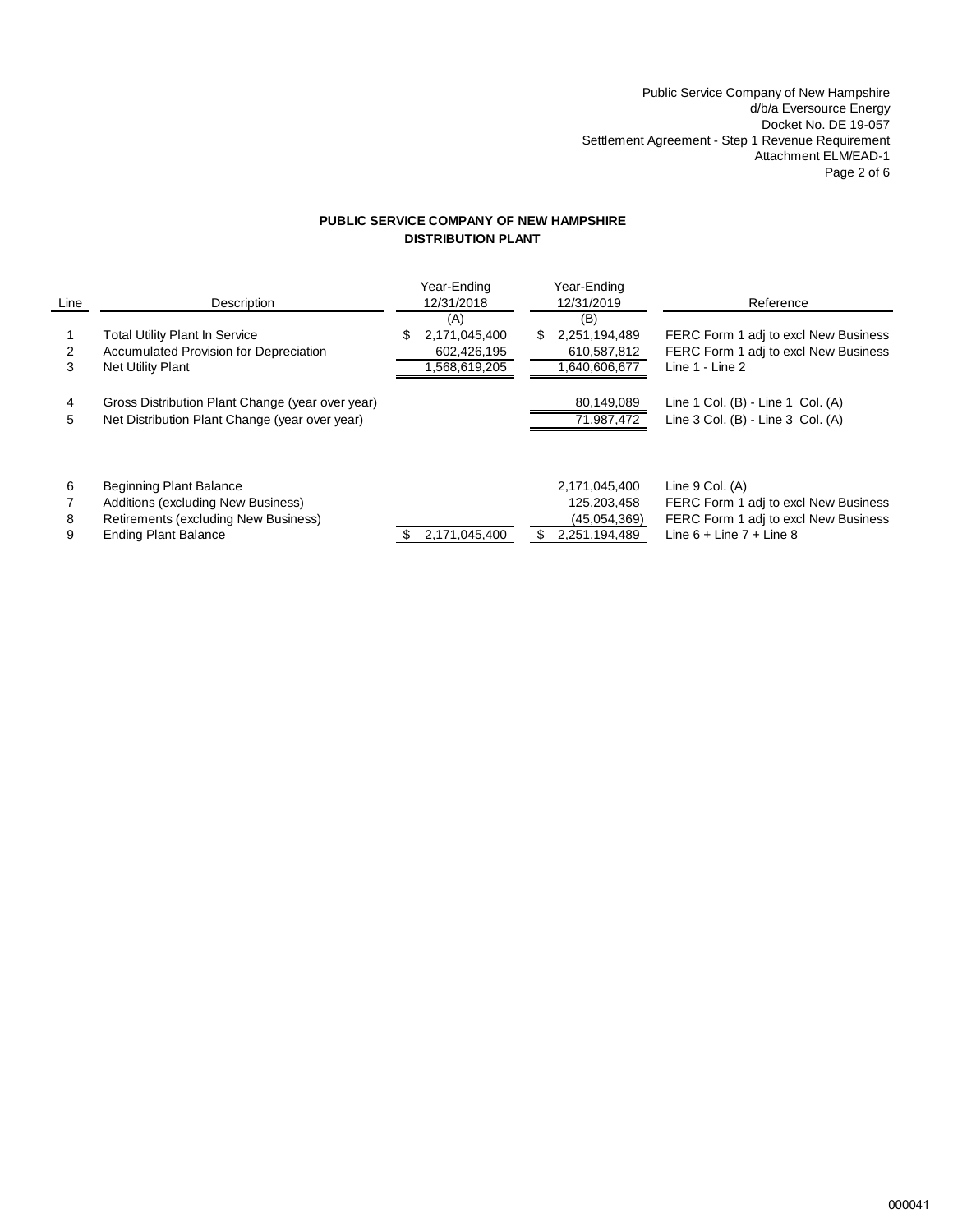Public Service Company of New Hampshire
d/b/a Eversource Energy
Docket No. DE 19-057
Settlement Agreement - Step 1 Revenue Requirement
Attachment ELM/EAD-1
Page 2 of 6

**PUBLIC SERVICE COMPANY OF NEW HAMPSHIRE**
**DISTRIBUTION PLANT**

| Line | Description | Year-Ending 12/31/2018 (A) | Year-Ending 12/31/2019 (B) | Reference |
|---|---|---|---|---|
| 1 | Total Utility Plant In Service | $ 2,171,045,400 | $ 2,251,194,489 | FERC Form 1 adj to excl New Business |
| 2 | Accumulated Provision for Depreciation | 602,426,195 | 610,587,812 | FERC Form 1 adj to excl New Business |
| 3 | Net Utility Plant | 1,568,619,205 | 1,640,606,677 | Line 1 - Line 2 |
| | | | | |
| 4 | Gross Distribution Plant Change (year over year) | | 80,149,089 | Line 1 Col. (B) - Line 1 Col. (A) |
| 5 | Net Distribution Plant Change (year over year) | | 71,987,472 | Line 3 Col. (B) - Line 3 Col. (A) |
| | | | | |
| 6 | Beginning Plant Balance | | 2,171,045,400 | Line 9 Col. (A) |
| 7 | Additions (excluding New Business) | | 125,203,458 | FERC Form 1 adj to excl New Business |
| 8 | Retirements (excluding New Business) | | (45,054,369) | FERC Form 1 adj to excl New Business |
| 9 | Ending Plant Balance | $ 2,171,045,400 | $ 2,251,194,489 | Line 6 + Line 7 + Line 8 |

000041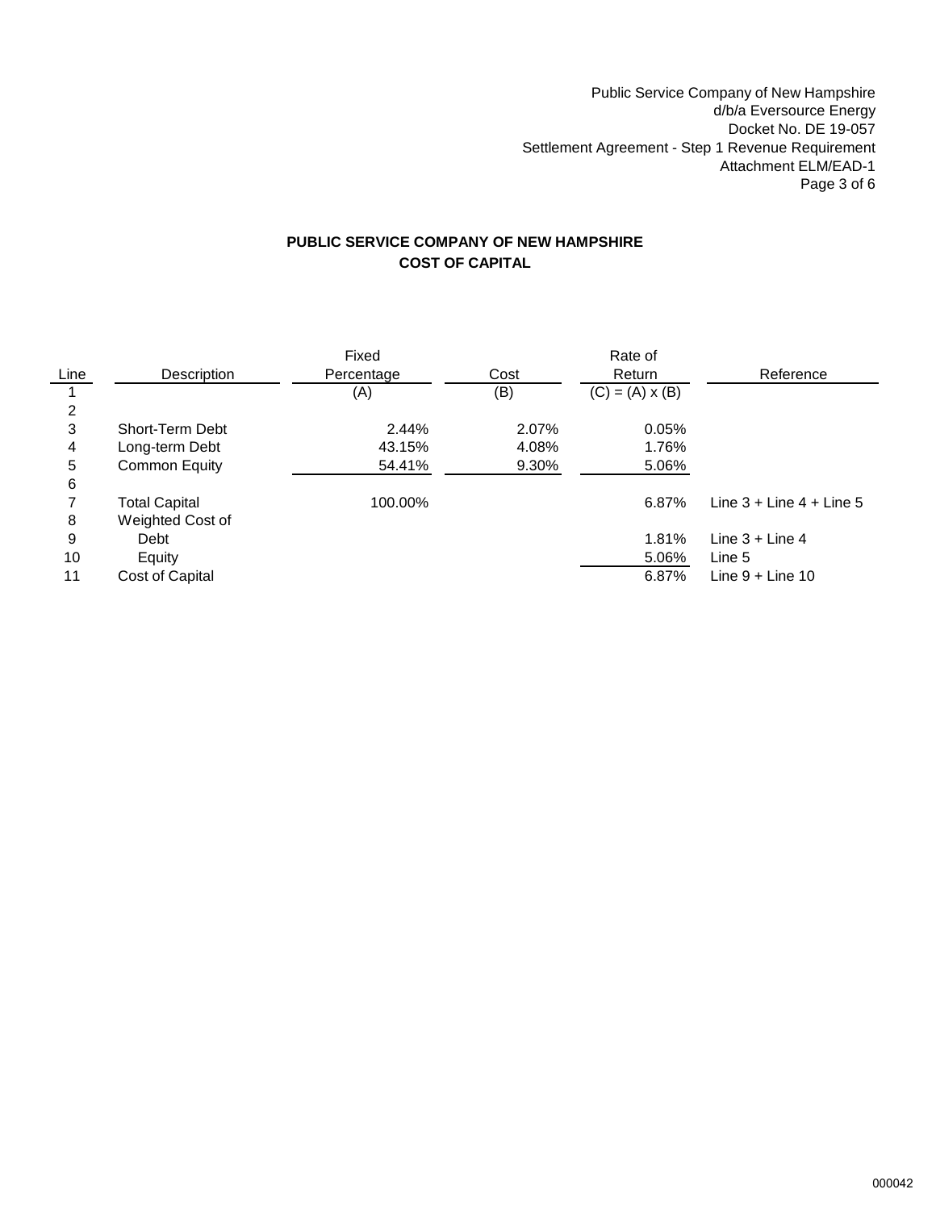Public Service Company of New Hampshire
d/b/a Eversource Energy
Docket No. DE 19-057
Settlement Agreement - Step 1 Revenue Requirement
Attachment ELM/EAD-1
Page 3 of 6

## PUBLIC SERVICE COMPANY OF NEW HAMPSHIRE
## COST OF CAPITAL

| Line | Description | Fixed Percentage | Cost | Rate of Return | Reference |
|---|---|---|---|---|---|
| 1 | | (A) | (B) | (C) = (A) x (B) | |
| 2 | | | | | |
| 3 | Short-Term Debt | 2.44% | 2.07% | 0.05% | |
| 4 | Long-term Debt | 43.15% | 4.08% | 1.76% | |
| 5 | Common Equity | 54.41% | 9.30% | 5.06% | |
| 6 | | | | | |
| 7 | Total Capital | 100.00% | | 6.87% | Line 3 + Line 4 + Line 5 |
| 8 | Weighted Cost of | | | | |
| 9 | Debt | | | 1.81% | Line 3 + Line 4 |
| 10 | Equity | | | 5.06% | Line 5 |
| 11 | Cost of Capital | | | 6.87% | Line 9 + Line 10 |

000042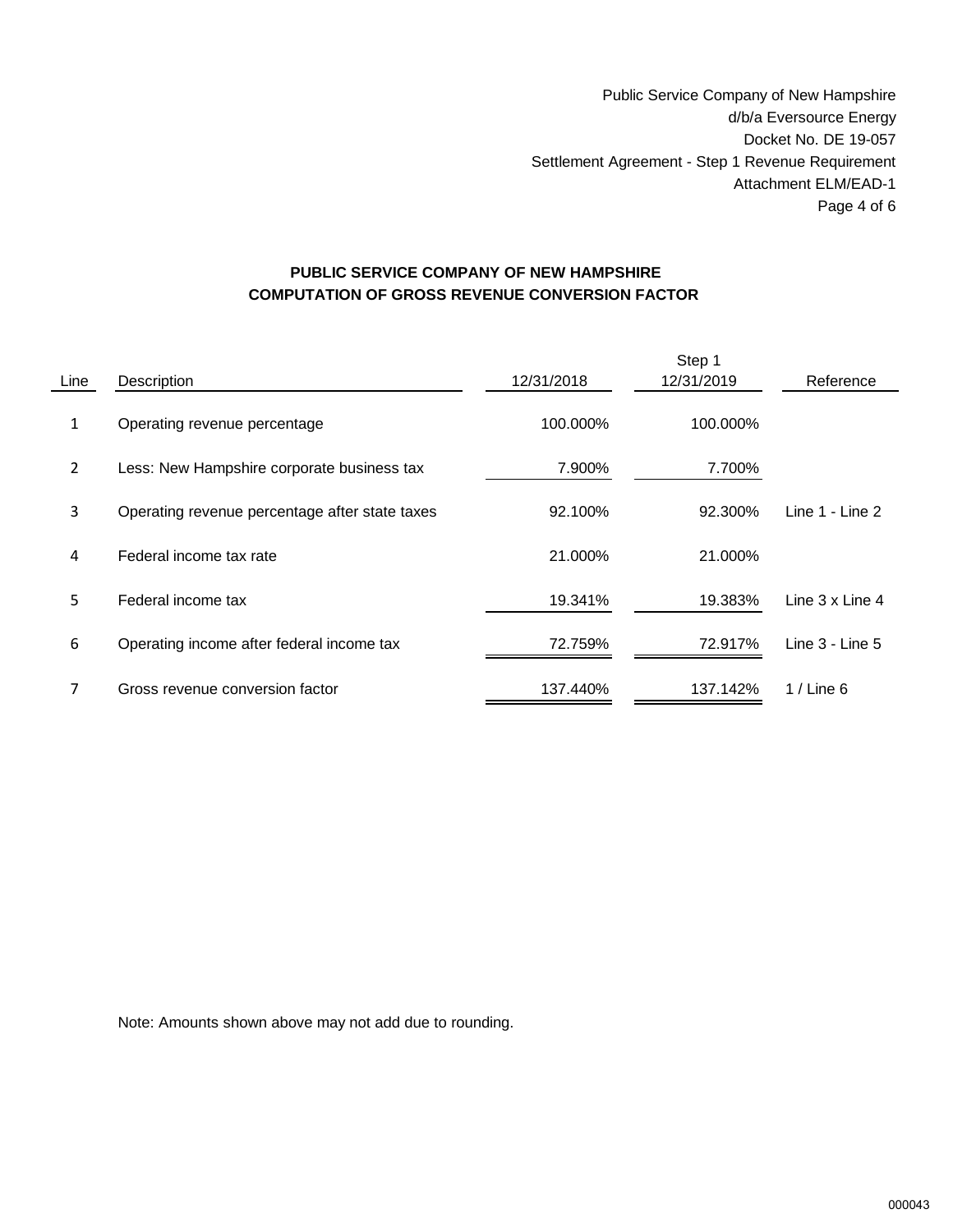Public Service Company of New Hampshire
d/b/a Eversource Energy
Docket No. DE 19-057
Settlement Agreement - Step 1 Revenue Requirement
Attachment ELM/EAD-1
Page 4 of 6

**PUBLIC SERVICE COMPANY OF NEW HAMPSHIRE**
**COMPUTATION OF GROSS REVENUE CONVERSION FACTOR**

| Line | Description | 12/31/2018 | Step 1 12/31/2019 | Reference |
|---|---|---|---|---|
| 1 | Operating revenue percentage | 100.000% | 100.000% | |
| 2 | Less: New Hampshire corporate business tax | 7.900% | 7.700% | |
| 3 | Operating revenue percentage after state taxes | 92.100% | 92.300% | Line 1 - Line 2 |
| 4 | Federal income tax rate | 21.000% | 21.000% | |
| 5 | Federal income tax | 19.341% | 19.383% | Line 3 x Line 4 |
| 6 | Operating income after federal income tax | 72.759% | 72.917% | Line 3 - Line 5 |
| 7 | Gross revenue conversion factor | 137.440% | 137.142% | 1 / Line 6 |

Note: Amounts shown above may not add due to rounding.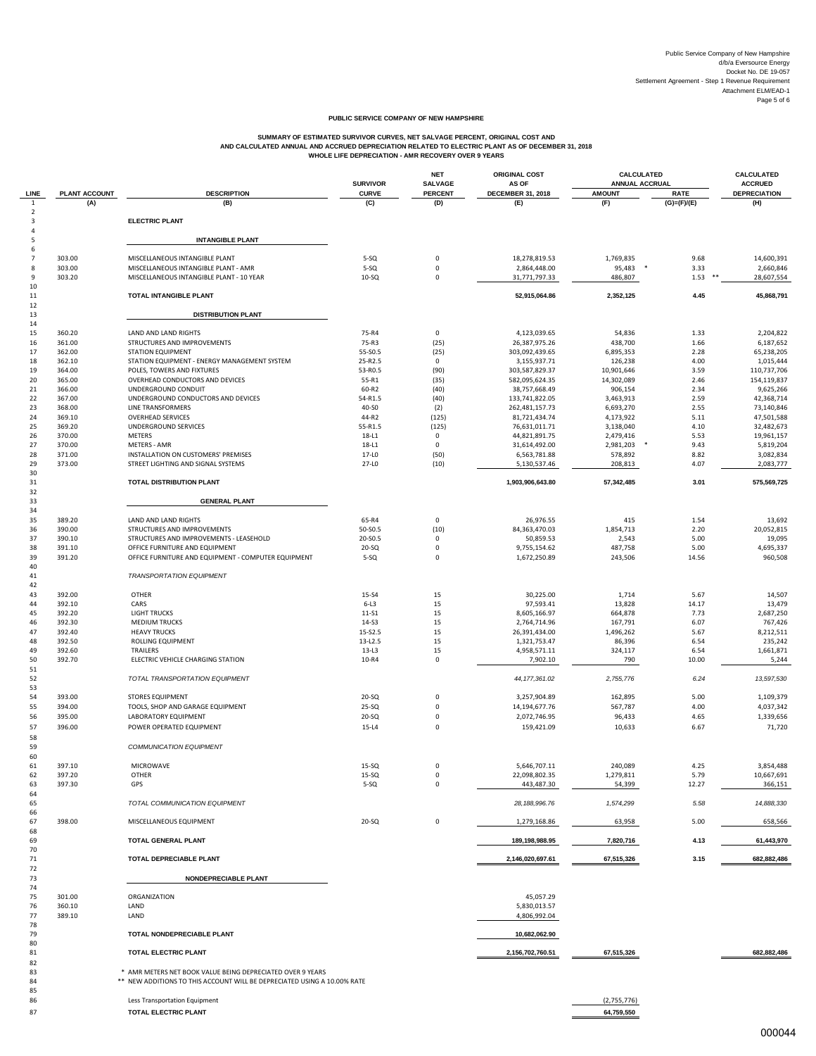Public Service Company of New Hampshire
d/b/a Eversource Energy
Docket No. DE 19-057
Settlement Agreement - Step 1 Revenue Requirement
Attachment ELM/EAD-1
Page 5 of 6

**PUBLIC SERVICE COMPANY OF NEW HAMPSHIRE**

**SUMMARY OF ESTIMATED SURVIVOR CURVES, NET SALVAGE PERCENT, ORIGINAL COST AND AND CALCULATED ANNUAL AND ACCRUED DEPRECIATION RELATED TO ELECTRIC PLANT AS OF DECEMBER 31, 2018**
**WHOLE LIFE DEPRECIATION - AMR RECOVERY OVER 9 YEARS**

| LINE | PLANT ACCOUNT | DESCRIPTION | SURVIVOR CURVE | NET SALVAGE PERCENT | ORIGINAL COST AS OF DECEMBER 31, 2018 | CALCULATED ANNUAL ACCRUAL AMOUNT | CALCULATED ANNUAL ACCRUAL RATE | CALCULATED ACCRUED DEPRECIATION |
|---|---|---|---|---|---|---|---|---|
| 1 | (A) | (B) | (C) | (D) | (E) | (F) | (G)=(F)/(E) | (H) |
| 2 | | | | | | | | |
| 3 | | **ELECTRIC PLANT** | | | | | | |
| 4 | | | | | | | | |
| 5 | | **INTANGIBLE PLANT** | | | | | | |
| 6 | | | | | | | | |
| 7 | 303.00 | MISCELLANEOUS INTANGIBLE PLANT | 5-SQ | 0 | 18,278,819.53 | 1,769,835 | 9.68 | 14,600,391 |
| 8 | 303.00 | MISCELLANEOUS INTANGIBLE PLANT - AMR | 5-SQ | 0 | 2,864,448.00 | 95,483 * | 3.33 | 2,660,846 |
| 9 | 303.20 | MISCELLANEOUS INTANGIBLE PLANT - 10 YEAR | 10-SQ | 0 | 31,771,797.33 | 486,807 | 1.53 ** | 28,607,554 |
| 10 | | | | | | | | |
| 11 | | **TOTAL INTANGIBLE PLANT** | | | **52,915,064.86** | **2,352,125** | **4.45** | **45,868,791** |
| 12 | | | | | | | | |
| 13 | | **DISTRIBUTION PLANT** | | | | | | |
| 14 | | | | | | | | |
| 15 | 360.20 | LAND AND LAND RIGHTS | 75-R4 | 0 | 4,123,039.65 | 54,836 | 1.33 | 2,204,822 |
| 16 | 361.00 | STRUCTURES AND IMPROVEMENTS | 75-R3 | (25) | 26,387,975.26 | 438,700 | 1.66 | 6,187,652 |
| 17 | 362.00 | STATION EQUIPMENT | 55-S0.5 | (25) | 303,092,439.65 | 6,895,353 | 2.28 | 65,238,205 |
| 18 | 362.10 | STATION EQUIPMENT - ENERGY MANAGEMENT SYSTEM | 25-R2.5 | 0 | 3,155,937.71 | 126,238 | 4.00 | 1,015,444 |
| 19 | 364.00 | POLES, TOWERS AND FIXTURES | 53-R0.5 | (90) | 303,587,829.37 | 10,901,646 | 3.59 | 110,737,706 |
| 20 | 365.00 | OVERHEAD CONDUCTORS AND DEVICES | 55-R1 | (35) | 582,095,624.35 | 14,302,089 | 2.46 | 154,119,837 |
| 21 | 366.00 | UNDERGROUND CONDUIT | 60-R2 | (40) | 38,757,668.49 | 906,154 | 2.34 | 9,625,266 |
| 22 | 367.00 | UNDERGROUND CONDUCTORS AND DEVICES | 54-R1.5 | (40) | 133,741,822.05 | 3,463,913 | 2.59 | 42,368,714 |
| 23 | 368.00 | LINE TRANSFORMERS | 40-S0 | (2) | 262,481,157.73 | 6,693,270 | 2.55 | 73,140,846 |
| 24 | 369.10 | OVERHEAD SERVICES | 44-R2 | (125) | 81,721,434.74 | 4,173,922 | 5.11 | 47,501,588 |
| 25 | 369.20 | UNDERGROUND SERVICES | 55-R1.5 | (125) | 76,631,011.71 | 3,138,040 | 4.10 | 32,482,673 |
| 26 | 370.00 | METERS | 18-L1 | 0 | 44,821,891.75 | 2,479,416 | 5.53 | 19,961,157 |
| 27 | 370.00 | METERS - AMR | 18-L1 | 0 | 31,614,492.00 | 2,981,203 * | 9.43 | 5,819,204 |
| 28 | 371.00 | INSTALLATION ON CUSTOMERS' PREMISES | 17-L0 | (50) | 6,563,781.88 | 578,892 | 8.82 | 3,082,834 |
| 29 | 373.00 | STREET LIGHTING AND SIGNAL SYSTEMS | 27-L0 | (10) | 5,130,537.46 | 208,813 | 4.07 | 2,083,777 |
| 30 | | | | | | | | |
| 31 | | **TOTAL DISTRIBUTION PLANT** | | | **1,903,906,643.80** | **57,342,485** | **3.01** | **575,569,725** |
| 32 | | | | | | | | |
| 33 | | **GENERAL PLANT** | | | | | | |
| 34 | | | | | | | | |
| 35 | 389.20 | LAND AND LAND RIGHTS | 65-R4 | 0 | 26,976.55 | 415 | 1.54 | 13,692 |
| 36 | 390.00 | STRUCTURES AND IMPROVEMENTS | 50-S0.5 | (10) | 84,363,470.03 | 1,854,713 | 2.20 | 20,052,815 |
| 37 | 390.10 | STRUCTURES AND IMPROVEMENTS - LEASEHOLD | 20-S0.5 | 0 | 50,859.53 | 2,543 | 5.00 | 19,095 |
| 38 | 391.10 | OFFICE FURNITURE AND EQUIPMENT | 20-SQ | 0 | 9,755,154.62 | 487,758 | 5.00 | 4,695,337 |
| 39 | 391.20 | OFFICE FURNITURE AND EQUIPMENT - COMPUTER EQUIPMENT | 5-SQ | 0 | 1,672,250.89 | 243,506 | 14.56 | 960,508 |
| 40 | | | | | | | | |
| 41 | | *TRANSPORTATION EQUIPMENT* | | | | | | |
| 42 | | | | | | | | |
| 43 | 392.00 | OTHER | 15-S4 | 15 | 30,225.00 | 1,714 | 5.67 | 14,507 |
| 44 | 392.10 | CARS | 6-L3 | 15 | 97,593.41 | 13,828 | 14.17 | 13,479 |
| 45 | 392.20 | LIGHT TRUCKS | 11-S1 | 15 | 8,605,166.97 | 664,878 | 7.73 | 2,687,250 |
| 46 | 392.30 | MEDIUM TRUCKS | 14-S3 | 15 | 2,764,714.96 | 167,791 | 6.07 | 767,426 |
| 47 | 392.40 | HEAVY TRUCKS | 15-S2.5 | 15 | 26,391,434.00 | 1,496,262 | 5.67 | 8,212,511 |
| 48 | 392.50 | ROLLING EQUIPMENT | 13-L2.5 | 15 | 1,321,753.47 | 86,396 | 6.54 | 235,242 |
| 49 | 392.60 | TRAILERS | 13-L3 | 15 | 4,958,571.11 | 324,117 | 6.54 | 1,661,871 |
| 50 | 392.70 | ELECTRIC VEHICLE CHARGING STATION | 10-R4 | 0 | 7,902.10 | 790 | 10.00 | 5,244 |
| 51 | | | | | | | | |
| 52 | | *TOTAL TRANSPORTATION EQUIPMENT* | | | *44,177,361.02* | *2,755,776* | *6.24* | *13,597,530* |
| 53 | | | | | | | | |
| 54 | 393.00 | STORES EQUIPMENT | 20-SQ | 0 | 3,257,904.89 | 162,895 | 5.00 | 1,109,379 |
| 55 | 394.00 | TOOLS, SHOP AND GARAGE EQUIPMENT | 25-SQ | 0 | 14,194,677.76 | 567,787 | 4.00 | 4,037,342 |
| 56 | 395.00 | LABORATORY EQUIPMENT | 20-SQ | 0 | 2,072,746.95 | 96,433 | 4.65 | 1,339,656 |
| 57 | 396.00 | POWER OPERATED EQUIPMENT | 15-L4 | 0 | 159,421.09 | 10,633 | 6.67 | 71,720 |
| 58 | | | | | | | | |
| 59 | | *COMMUNICATION EQUIPMENT* | | | | | | |
| 60 | | | | | | | | |
| 61 | 397.10 | MICROWAVE | 15-SQ | 0 | 5,646,707.11 | 240,089 | 4.25 | 3,854,488 |
| 62 | 397.20 | OTHER | 15-SQ | 0 | 22,098,802.35 | 1,279,811 | 5.79 | 10,667,691 |
| 63 | 397.30 | GPS | 5-SQ | 0 | 443,487.30 | 54,399 | 12.27 | 366,151 |
| 64 | | | | | | | | |
| 65 | | *TOTAL COMMUNICATION EQUIPMENT* | | | *28,188,996.76* | *1,574,299* | *5.58* | *14,888,330* |
| 66 | | | | | | | | |
| 67 | 398.00 | MISCELLANEOUS EQUIPMENT | 20-SQ | 0 | 1,279,168.86 | 63,958 | 5.00 | 658,566 |
| 68 | | | | | | | | |
| 69 | | **TOTAL GENERAL PLANT** | | | **189,198,988.95** | **7,820,716** | **4.13** | **61,443,970** |
| 70 | | | | | | | | |
| 71 | | **TOTAL DEPRECIABLE PLANT** | | | **2,146,020,697.61** | **67,515,326** | **3.15** | **682,882,486** |
| 72 | | | | | | | | |
| 73 | | **NONDEPRECIABLE PLANT** | | | | | | |
| 74 | | | | | | | | |
| 75 | 301.00 | ORGANIZATION | | | 45,057.29 | | | |
| 76 | 360.10 | LAND | | | 5,830,013.57 | | | |
| 77 | 389.10 | LAND | | | 4,806,992.04 | | | |
| 78 | | | | | | | | |
| 79 | | **TOTAL NONDEPRECIABLE PLANT** | | | **10,682,062.90** | | | |
| 80 | | | | | | | | |
| 81 | | **TOTAL ELECTRIC PLANT** | | | **2,156,702,760.51** | **67,515,326** | | **682,882,486** |
| 82 | | | | | | | | |
| 83 | | * AMR METERS NET BOOK VALUE BEING DEPRECIATED OVER 9 YEARS | | | | | | |
| 84 | | ** NEW ADDITIONS TO THIS ACCOUNT WILL BE DEPRECIATED USING A 10.00% RATE | | | | | | |
| 85 | | | | | | | | |
| 86 | | Less Transportation Equipment | | | | (2,755,776) | | |
| 87 | | **TOTAL ELECTRIC PLANT** | | | | **64,759,550** | | |

000044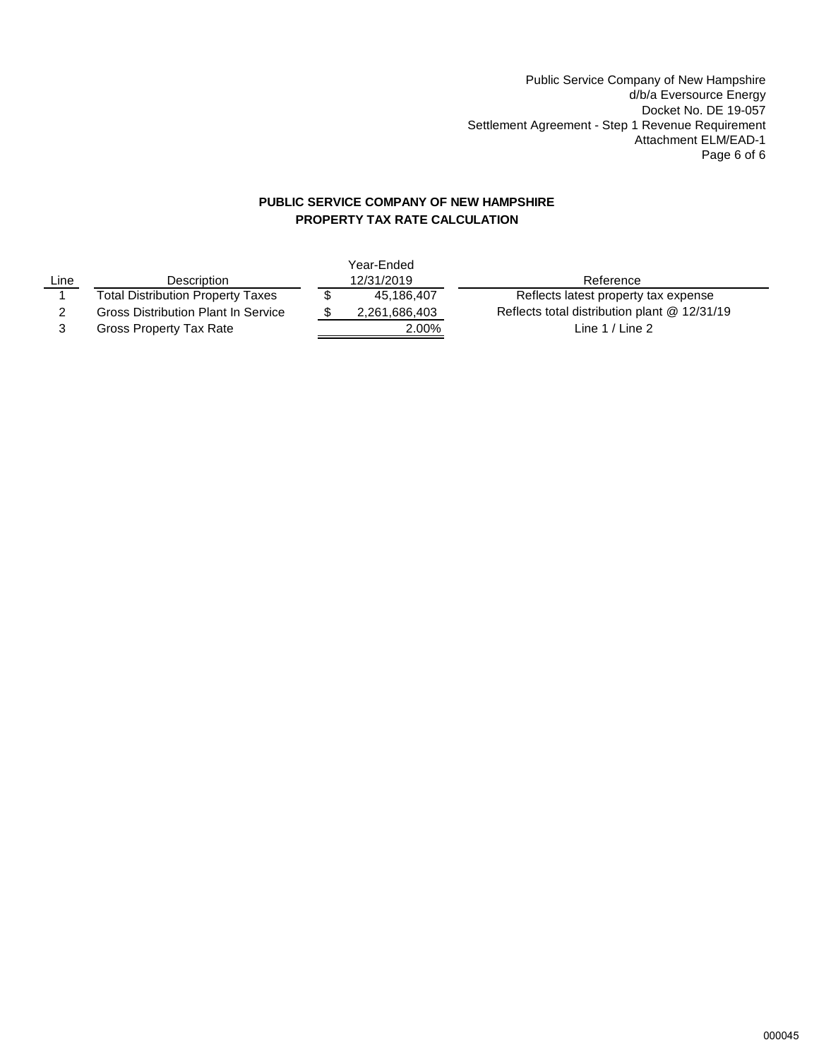Public Service Company of New Hampshire
d/b/a Eversource Energy
Docket No. DE 19-057
Settlement Agreement - Step 1 Revenue Requirement
Attachment ELM/EAD-1

**PUBLIC SERVICE COMPANY OF NEW HAMPSHIRE**
**PROPERTY TAX RATE CALCULATION**

| Line | Description | Year-Ended 12/31/2019 | Reference |
|---|---|---|---|
| 1 | Total Distribution Property Taxes | $ 45,186,407 | Reflects latest property tax expense |
| 2 | Gross Distribution Plant In Service | $ 2,261,686,403 | Reflects total distribution plant @ 12/31/19 |
| 3 | Gross Property Tax Rate | 2.00% | Line 1 / Line 2 |

000045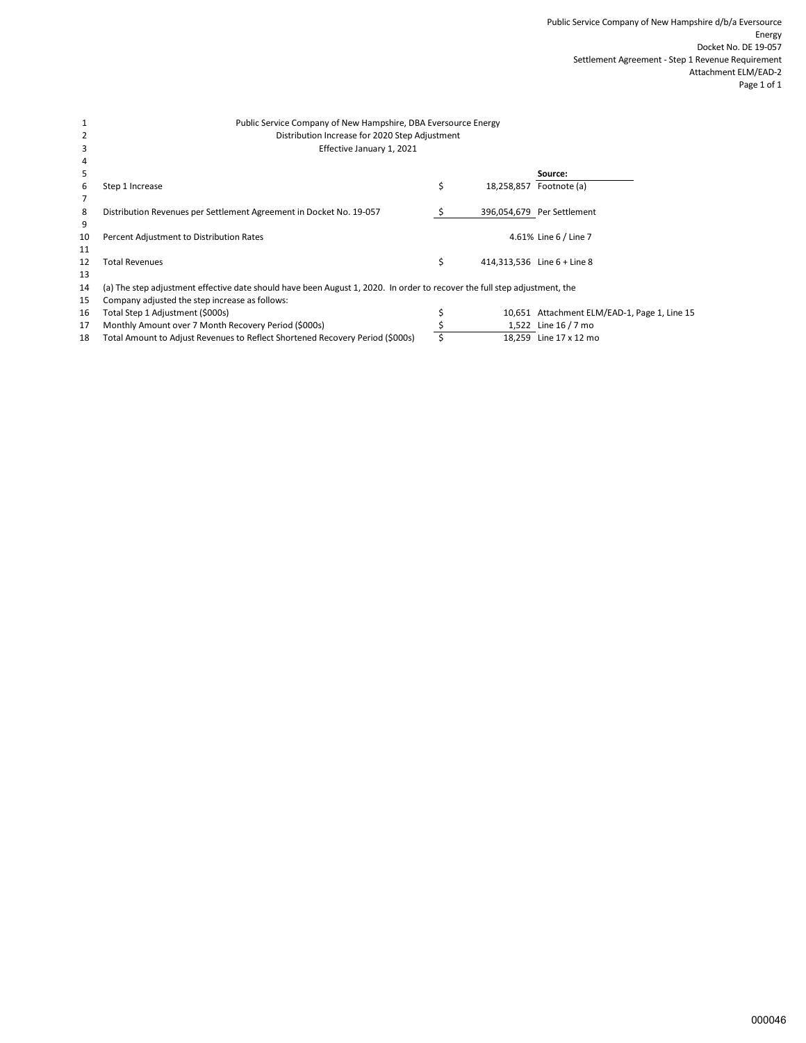Public Service Company of New Hampshire d/b/a Eversource Energy
Docket No. DE 19-057
Settlement Agreement - Step 1 Revenue Requirement
Attachment ELM/EAD-2

| Line | Description | | Amount | Source: |
|---|---|---|---|---|
| 1 | Public Service Company of New Hampshire, DBA Eversource Energy | | | |
| 2 | Distribution Increase for 2020 Step Adjustment | | | |
| 3 | Effective January 1, 2021 | | | |
| 4 | | | | |
| 5 | | | | **Source:** |
| 6 | Step 1 Increase | $ | 18,258,857 | Footnote (a) |
| 7 | | | | |
| 8 | Distribution Revenues per Settlement Agreement in Docket No. 19-057 | $ | 396,054,679 | Per Settlement |
| 9 | | | | |
| 10 | Percent Adjustment to Distribution Rates | | 4.61% | Line 6 / Line 7 |
| 11 | | | | |
| 12 | Total Revenues | $ | 414,313,536 | Line 6 + Line 8 |
| 13 | | | | |
| 14 | (a) The step adjustment effective date should have been August 1, 2020. In order to recover the full step adjustment, the | | | |
| 15 | Company adjusted the step increase as follows: | | | |
| 16 | Total Step 1 Adjustment ($000s) | $ | 10,651 | Attachment ELM/EAD-1, Page 1, Line 15 |
| 17 | Monthly Amount over 7 Month Recovery Period ($000s) | $ | 1,522 | Line 16 / 7 mo |
| 18 | Total Amount to Adjust Revenues to Reflect Shortened Recovery Period ($000s) | $ | 18,259 | Line 17 x 12 mo |

000046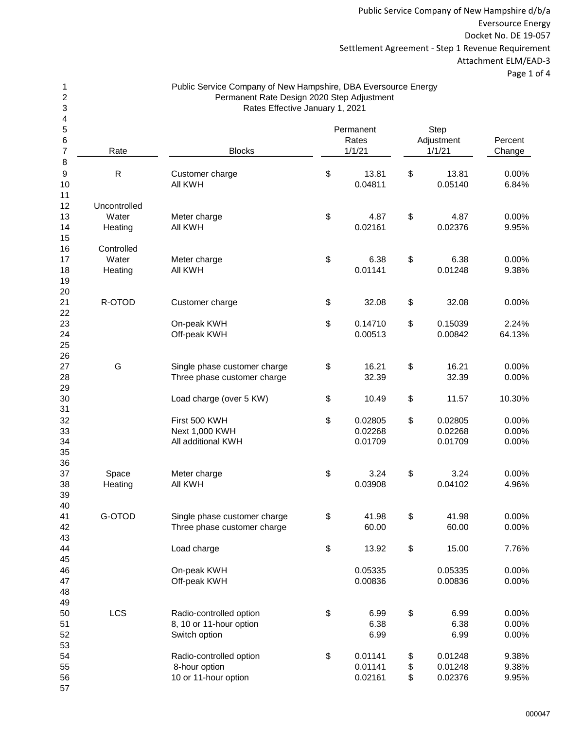Public Service Company of New Hampshire d/b/a
Eversource Energy
Docket No. DE 19-057
Settlement Agreement - Step 1 Revenue Requirement
Attachment ELM/EAD-3

## Public Service Company of New Hampshire, DBA Eversource Energy
## Permanent Rate Design 2020 Step Adjustment
## Rates Effective January 1, 2021

| Rate | Blocks | Permanent Rates 1/1/21 | Step Adjustment 1/1/21 | Percent Change |
|---|---|---|---|---|
| R | Customer charge | $ 13.81 | $ 13.81 | 0.00% |
| | All KWH | 0.04811 | 0.05140 | 6.84% |
| Uncontrolled Water Heating | Meter charge | $ 4.87 | $ 4.87 | 0.00% |
| | All KWH | 0.02161 | 0.02376 | 9.95% |
| Controlled Water Heating | Meter charge | $ 6.38 | $ 6.38 | 0.00% |
| | All KWH | 0.01141 | 0.01248 | 9.38% |
| R-OTOD | Customer charge | $ 32.08 | $ 32.08 | 0.00% |
| | On-peak KWH | $ 0.14710 | $ 0.15039 | 2.24% |
| | Off-peak KWH | 0.00513 | 0.00842 | 64.13% |
| G | Single phase customer charge | $ 16.21 | $ 16.21 | 0.00% |
| | Three phase customer charge | 32.39 | 32.39 | 0.00% |
| | Load charge (over 5 KW) | $ 10.49 | $ 11.57 | 10.30% |
| | First 500 KWH | $ 0.02805 | $ 0.02805 | 0.00% |
| | Next 1,000 KWH | 0.02268 | 0.02268 | 0.00% |
| | All additional KWH | 0.01709 | 0.01709 | 0.00% |
| Space Heating | Meter charge | $ 3.24 | $ 3.24 | 0.00% |
| | All KWH | 0.03908 | 0.04102 | 4.96% |
| G-OTOD | Single phase customer charge | $ 41.98 | $ 41.98 | 0.00% |
| | Three phase customer charge | 60.00 | 60.00 | 0.00% |
| | Load charge | $ 13.92 | $ 15.00 | 7.76% |
| | On-peak KWH | 0.05335 | 0.05335 | 0.00% |
| | Off-peak KWH | 0.00836 | 0.00836 | 0.00% |
| LCS | Radio-controlled option | $ 6.99 | $ 6.99 | 0.00% |
| | 8, 10 or 11-hour option | 6.38 | 6.38 | 0.00% |
| | Switch option | 6.99 | 6.99 | 0.00% |
| | Radio-controlled option | $ 0.01141 | $ 0.01248 | 9.38% |
| | 8-hour option | 0.01141 | $ 0.01248 | 9.38% |
| | 10 or 11-hour option | 0.02161 | $ 0.02376 | 9.95% |

000047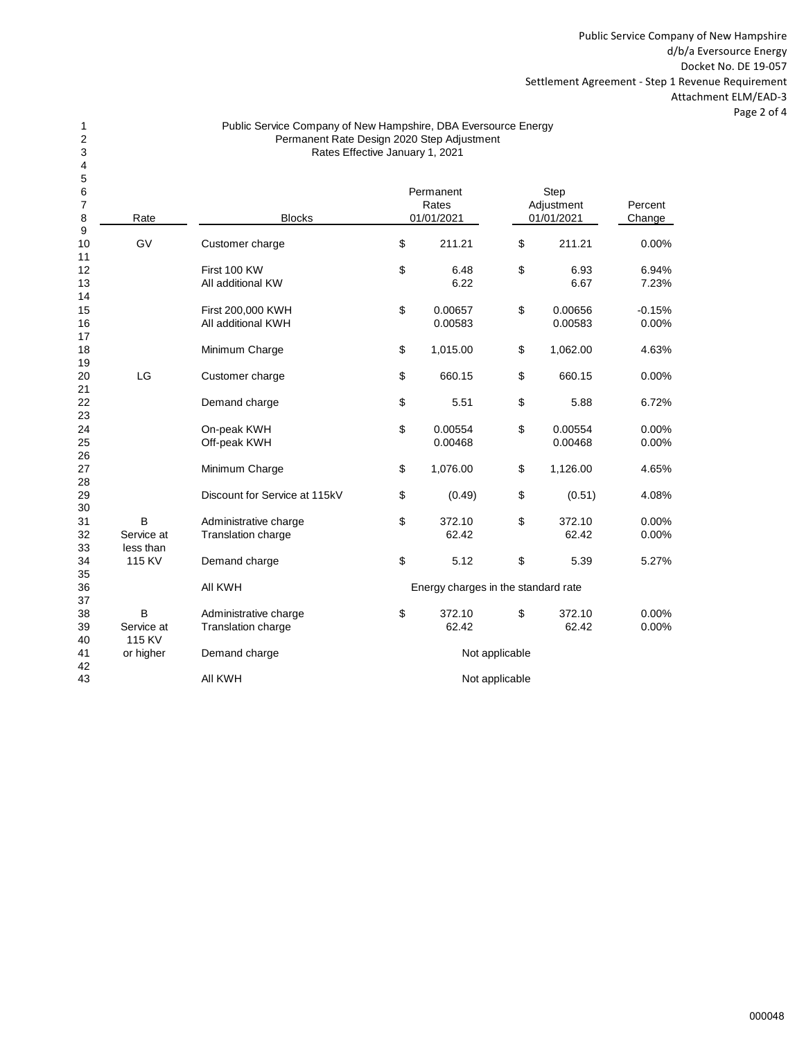Public Service Company of New Hampshire
d/b/a Eversource Energy
Docket No. DE 19-057
Settlement Agreement - Step 1 Revenue Requirement
Attachment ELM/EAD-3
Page 2 of 4

# Public Service Company of New Hampshire, DBA Eversource Energy
## Permanent Rate Design 2020 Step Adjustment
### Rates Effective January 1, 2021

| Line | Rate | Blocks | Permanent Rates 01/01/2021 | Step Adjustment 01/01/2021 | Percent Change |
|---|---|---|---|---|---|
| 10 | GV | Customer charge | $ 211.21 | $ 211.21 | 0.00% |
| 12 | | First 100 KW | $ 6.48 | $ 6.93 | 6.94% |
| 13 | | All additional KW | 6.22 | 6.67 | 7.23% |
| 15 | | First 200,000 KWH | $ 0.00657 | $ 0.00656 | -0.15% |
| 16 | | All additional KWH | 0.00583 | 0.00583 | 0.00% |
| 18 | | Minimum Charge | $ 1,015.00 | $ 1,062.00 | 4.63% |
| 20 | LG | Customer charge | $ 660.15 | $ 660.15 | 0.00% |
| 22 | | Demand charge | $ 5.51 | $ 5.88 | 6.72% |
| 24 | | On-peak KWH | $ 0.00554 | $ 0.00554 | 0.00% |
| 25 | | Off-peak KWH | 0.00468 | 0.00468 | 0.00% |
| 27 | | Minimum Charge | $ 1,076.00 | $ 1,126.00 | 4.65% |
| 29 | | Discount for Service at 115kV | $ (0.49) | $ (0.51) | 4.08% |
| 31 | B | Administrative charge | $ 372.10 | $ 372.10 | 0.00% |
| 32 | Service at | Translation charge | 62.42 | 62.42 | 0.00% |
| 33 | less than | | | | |
| 34 | 115 KV | Demand charge | $ 5.12 | $ 5.39 | 5.27% |
| 36 | | All KWH | Energy charges in the standard rate | | |
| 38 | B | Administrative charge | $ 372.10 | $ 372.10 | 0.00% |
| 39 | Service at | Translation charge | 62.42 | 62.42 | 0.00% |
| 40 | 115 KV | | | | |
| 41 | or higher | Demand charge | Not applicable | | |
| 43 | | All KWH | Not applicable | | |

000048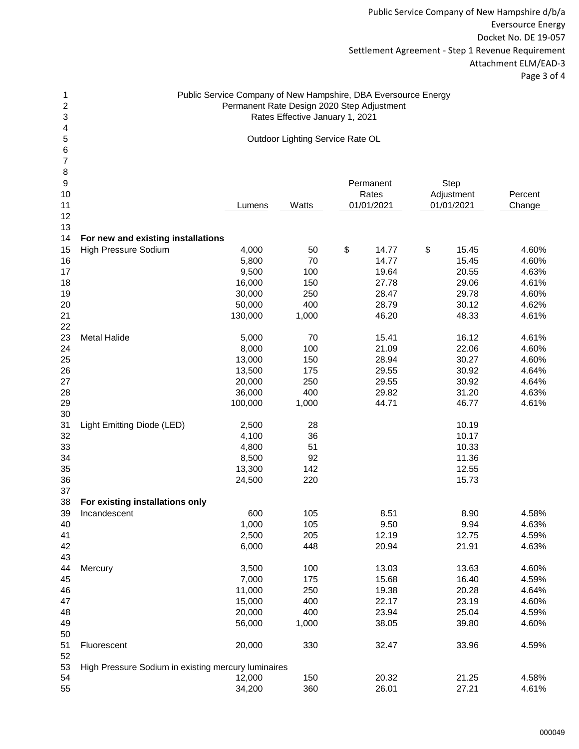Public Service Company of New Hampshire d/b/a
Eversource Energy
Docket No. DE 19-057
Settlement Agreement - Step 1 Revenue Requirement
Attachment ELM/EAD-3

## Public Service Company of New Hampshire, DBA Eversource Energy
## Permanent Rate Design 2020 Step Adjustment
### Rates Effective January 1, 2021

### Outdoor Lighting Service Rate OL

| | Lumens | Watts | Permanent Rates 01/01/2021 | Step Adjustment 01/01/2021 | Percent Change |
|---|---|---|---|---|---|
| **For new and existing installations** | | | | | |
| High Pressure Sodium | 4,000 | 50 | $ 14.77 | $ 15.45 | 4.60% |
| | 5,800 | 70 | 14.77 | 15.45 | 4.60% |
| | 9,500 | 100 | 19.64 | 20.55 | 4.63% |
| | 16,000 | 150 | 27.78 | 29.06 | 4.61% |
| | 30,000 | 250 | 28.47 | 29.78 | 4.60% |
| | 50,000 | 400 | 28.79 | 30.12 | 4.62% |
| | 130,000 | 1,000 | 46.20 | 48.33 | 4.61% |
| Metal Halide | 5,000 | 70 | 15.41 | 16.12 | 4.61% |
| | 8,000 | 100 | 21.09 | 22.06 | 4.60% |
| | 13,000 | 150 | 28.94 | 30.27 | 4.60% |
| | 13,500 | 175 | 29.55 | 30.92 | 4.64% |
| | 20,000 | 250 | 29.55 | 30.92 | 4.64% |
| | 36,000 | 400 | 29.82 | 31.20 | 4.63% |
| | 100,000 | 1,000 | 44.71 | 46.77 | 4.61% |
| Light Emitting Diode (LED) | 2,500 | 28 | | 10.19 | |
| | 4,100 | 36 | | 10.17 | |
| | 4,800 | 51 | | 10.33 | |
| | 8,500 | 92 | | 11.36 | |
| | 13,300 | 142 | | 12.55 | |
| | 24,500 | 220 | | 15.73 | |
| **For existing installations only** | | | | | |
| Incandescent | 600 | 105 | 8.51 | 8.90 | 4.58% |
| | 1,000 | 105 | 9.50 | 9.94 | 4.63% |
| | 2,500 | 205 | 12.19 | 12.75 | 4.59% |
| | 6,000 | 448 | 20.94 | 21.91 | 4.63% |
| Mercury | 3,500 | 100 | 13.03 | 13.63 | 4.60% |
| | 7,000 | 175 | 15.68 | 16.40 | 4.59% |
| | 11,000 | 250 | 19.38 | 20.28 | 4.64% |
| | 15,000 | 400 | 22.17 | 23.19 | 4.60% |
| | 20,000 | 400 | 23.94 | 25.04 | 4.59% |
| | 56,000 | 1,000 | 38.05 | 39.80 | 4.60% |
| Fluorescent | 20,000 | 330 | 32.47 | 33.96 | 4.59% |
| High Pressure Sodium in existing mercury luminaires | | | | | |
| | 12,000 | 150 | 20.32 | 21.25 | 4.58% |
| | 34,200 | 360 | 26.01 | 27.21 | 4.61% |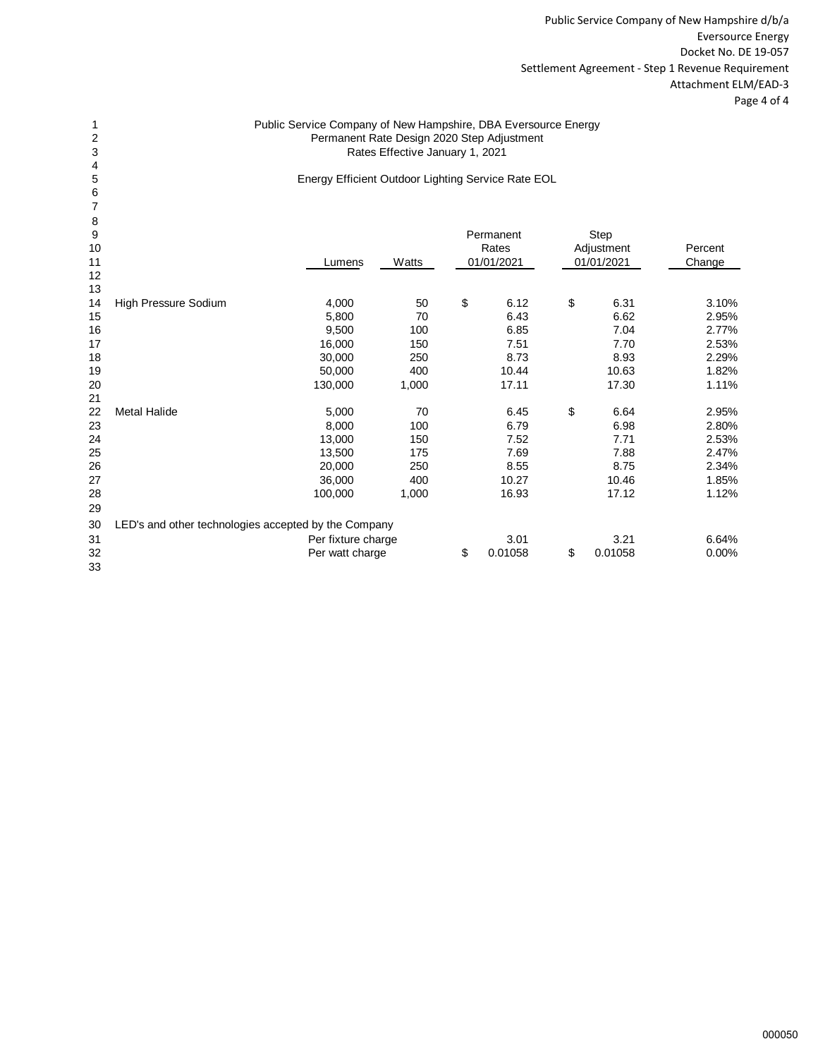Public Service Company of New Hampshire d/b/a
Eversource Energy
Docket No. DE 19-057
Settlement Agreement - Step 1 Revenue Requirement
Attachment ELM/EAD-3

Public Service Company of New Hampshire, DBA Eversource Energy
Permanent Rate Design 2020 Step Adjustment
Rates Effective January 1, 2021

Energy Efficient Outdoor Lighting Service Rate EOL

| Line | | Lumens | Watts | Permanent Rates 01/01/2021 | Step Adjustment 01/01/2021 | Percent Change |
|---|---|---|---|---|---|---|
| 14 | High Pressure Sodium | 4,000 | 50 | $ 6.12 | $ 6.31 | 3.10% |
| 15 | | 5,800 | 70 | 6.43 | 6.62 | 2.95% |
| 16 | | 9,500 | 100 | 6.85 | 7.04 | 2.77% |
| 17 | | 16,000 | 150 | 7.51 | 7.70 | 2.53% |
| 18 | | 30,000 | 250 | 8.73 | 8.93 | 2.29% |
| 19 | | 50,000 | 400 | 10.44 | 10.63 | 1.82% |
| 20 | | 130,000 | 1,000 | 17.11 | 17.30 | 1.11% |
| 21 | | | | | | |
| 22 | Metal Halide | 5,000 | 70 | 6.45 | $ 6.64 | 2.95% |
| 23 | | 8,000 | 100 | 6.79 | 6.98 | 2.80% |
| 24 | | 13,000 | 150 | 7.52 | 7.71 | 2.53% |
| 25 | | 13,500 | 175 | 7.69 | 7.88 | 2.47% |
| 26 | | 20,000 | 250 | 8.55 | 8.75 | 2.34% |
| 27 | | 36,000 | 400 | 10.27 | 10.46 | 1.85% |
| 28 | | 100,000 | 1,000 | 16.93 | 17.12 | 1.12% |
| 29 | | | | | | |
| 30 | LED's and other technologies accepted by the Company | | | | | |
| 31 | | Per fixture charge | | 3.01 | 3.21 | 6.64% |
| 32 | | Per watt charge | | $ 0.01058 | $ 0.01058 | 0.00% |

000050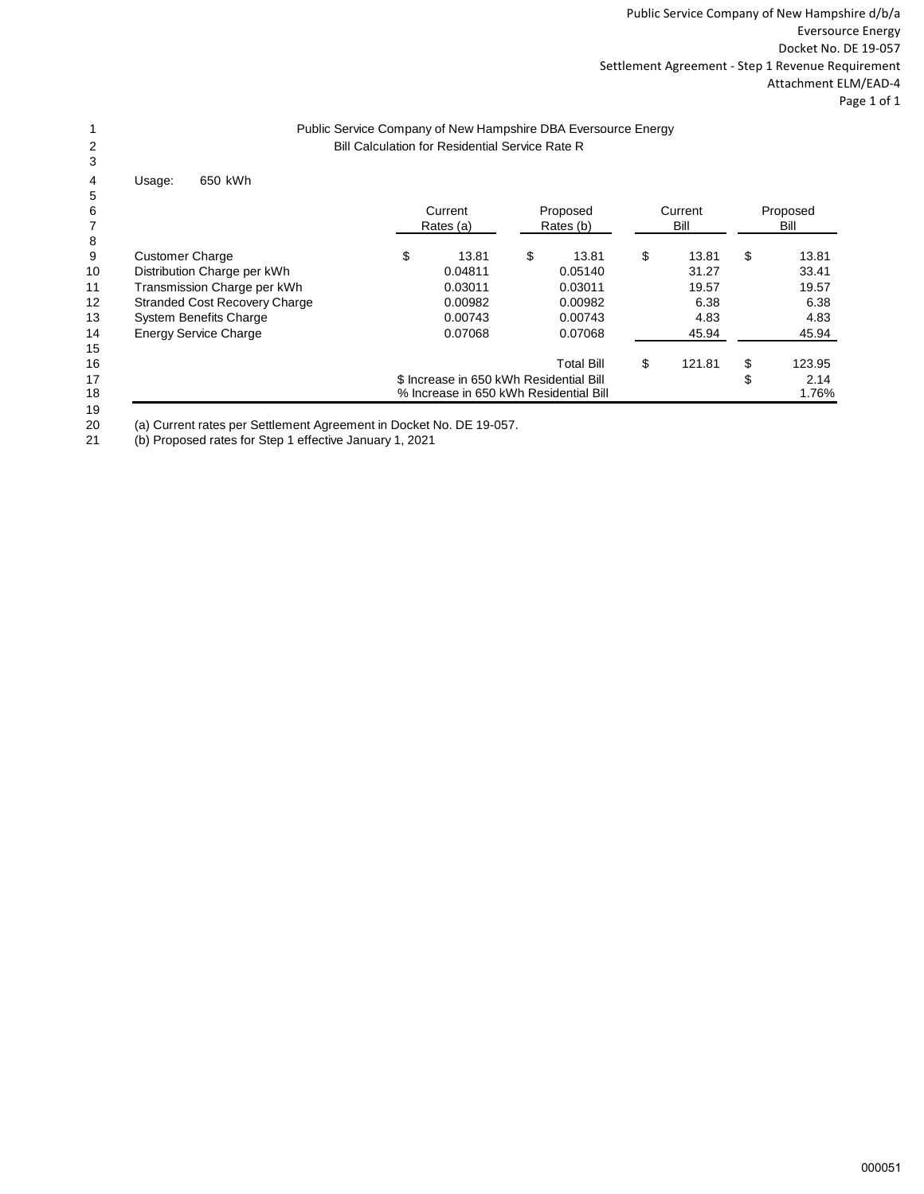Public Service Company of New Hampshire d/b/a
Eversource Energy
Docket No. DE 19-057
Settlement Agreement - Step 1 Revenue Requirement
Attachment ELM/EAD-4

## Public Service Company of New Hampshire DBA Eversource Energy
### Bill Calculation for Residential Service Rate R

Usage: 650 kWh

| | Current Rates (a) | Proposed Rates (b) | Current Bill | Proposed Bill |
|---|---|---|---|---|
| Customer Charge | $ 13.81 | $ 13.81 | $ 13.81 | $ 13.81 |
| Distribution Charge per kWh | 0.04811 | 0.05140 | 31.27 | 33.41 |
| Transmission Charge per kWh | 0.03011 | 0.03011 | 19.57 | 19.57 |
| Stranded Cost Recovery Charge | 0.00982 | 0.00982 | 6.38 | 6.38 |
| System Benefits Charge | 0.00743 | 0.00743 | 4.83 | 4.83 |
| Energy Service Charge | 0.07068 | 0.07068 | 45.94 | 45.94 |
| | | Total Bill | $ 121.81 | $ 123.95 |
| $ Increase in 650 kWh Residential Bill | | | | $ 2.14 |
| % Increase in 650 kWh Residential Bill | | | | 1.76% |

(a) Current rates per Settlement Agreement in Docket No. DE 19-057.
(b) Proposed rates for Step 1 effective January 1, 2021

000051